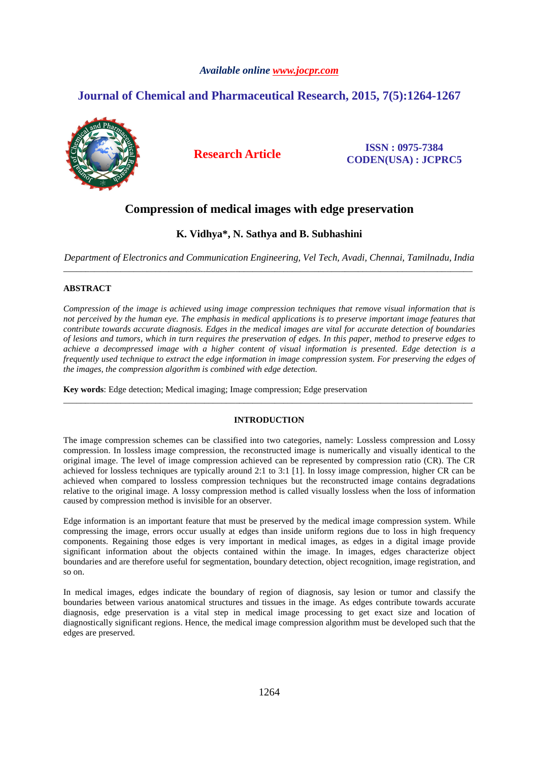*Available online www.jocpr.com*

**Journal of Chemical and Pharmaceutical Research, 2015, 7(5):1264-1267**

**Research Article**

**ISSN : 0975-7384**
**CODEN(USA) : JCPRC5**

# Compression of medical images with edge preservation

**K. Vidhya\*, N. Sathya and B. Subhashini**

*Department of Electronics and Communication Engineering, Vel Tech, Avadi, Chennai, Tamilnadu, India*

---

## ABSTRACT

*Compression of the image is achieved using image compression techniques that remove visual information that is not perceived by the human eye. The emphasis in medical applications is to preserve important image features that contribute towards accurate diagnosis. Edges in the medical images are vital for accurate detection of boundaries of lesions and tumors, which in turn requires the preservation of edges. In this paper, method to preserve edges to achieve a decompressed image with a higher content of visual information is presented. Edge detection is a frequently used technique to extract the edge information in image compression system. For preserving the edges of the images, the compression algorithm is combined with edge detection.*

**Key words**: Edge detection; Medical imaging; Image compression; Edge preservation

---

## INTRODUCTION

The image compression schemes can be classified into two categories, namely: Lossless compression and Lossy compression. In lossless image compression, the reconstructed image is numerically and visually identical to the original image. The level of image compression achieved can be represented by compression ratio (CR). The CR achieved for lossless techniques are typically around 2:1 to 3:1 [1]. In lossy image compression, higher CR can be achieved when compared to lossless compression techniques but the reconstructed image contains degradations relative to the original image. A lossy compression method is called visually lossless when the loss of information caused by compression method is invisible for an observer.

Edge information is an important feature that must be preserved by the medical image compression system. While compressing the image, errors occur usually at edges than inside uniform regions due to loss in high frequency components. Regaining those edges is very important in medical images, as edges in a digital image provide significant information about the objects contained within the image. In images, edges characterize object boundaries and are therefore useful for segmentation, boundary detection, object recognition, image registration, and so on.

In medical images, edges indicate the boundary of region of diagnosis, say lesion or tumor and classify the boundaries between various anatomical structures and tissues in the image. As edges contribute towards accurate diagnosis, edge preservation is a vital step in medical image processing to get exact size and location of diagnostically significant regions. Hence, the medical image compression algorithm must be developed such that the edges are preserved.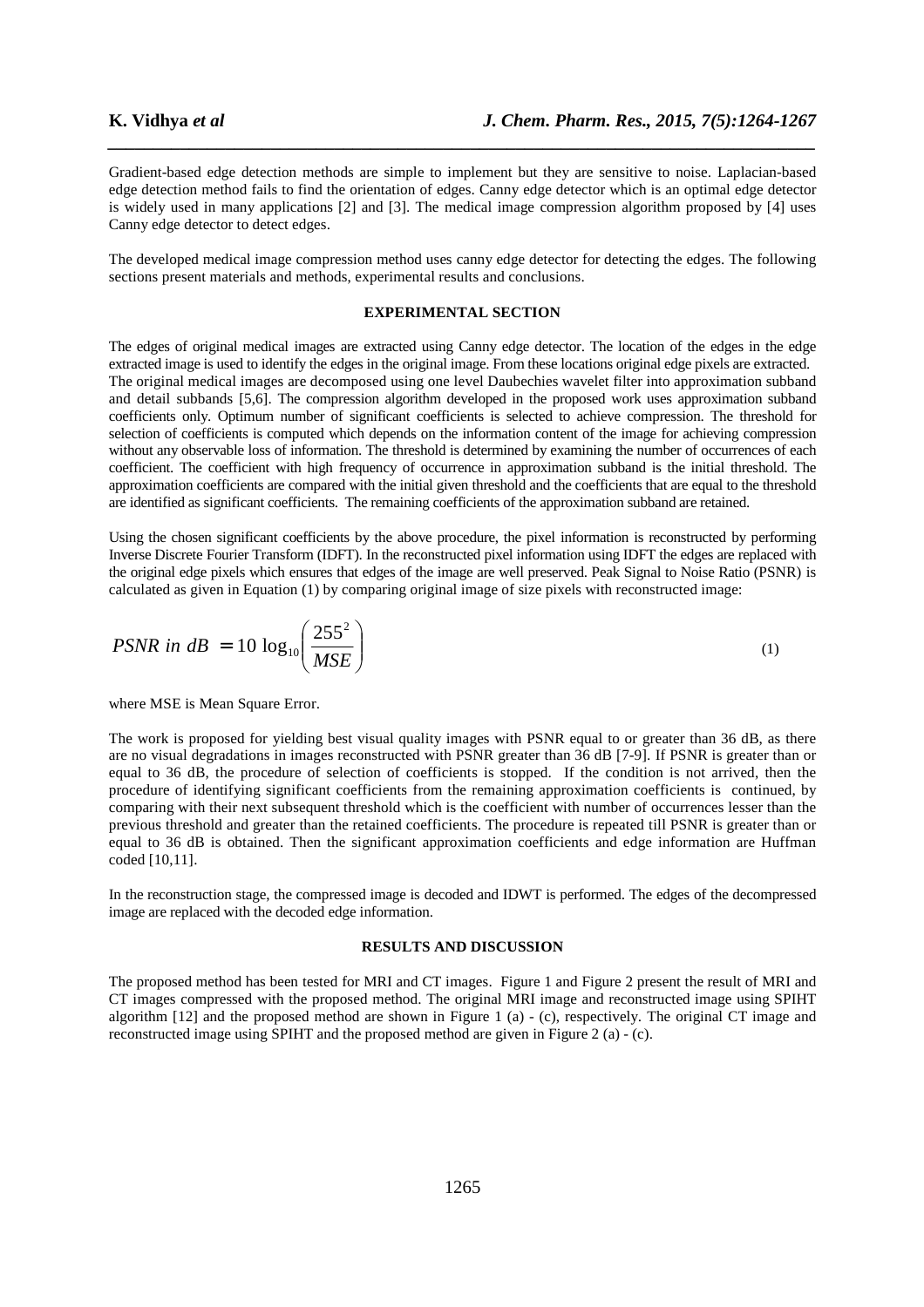Gradient-based edge detection methods are simple to implement but they are sensitive to noise. Laplacian-based edge detection method fails to find the orientation of edges. Canny edge detector which is an optimal edge detector is widely used in many applications [2] and [3]. The medical image compression algorithm proposed by [4] uses Canny edge detector to detect edges.

The developed medical image compression method uses canny edge detector for detecting the edges. The following sections present materials and methods, experimental results and conclusions.

## EXPERIMENTAL SECTION

The edges of original medical images are extracted using Canny edge detector. The location of the edges in the edge extracted image is used to identify the edges in the original image. From these locations original edge pixels are extracted. The original medical images are decomposed using one level Daubechies wavelet filter into approximation subband and detail subbands [5,6]. The compression algorithm developed in the proposed work uses approximation subband coefficients only. Optimum number of significant coefficients is selected to achieve compression. The threshold for selection of coefficients is computed which depends on the information content of the image for achieving compression without any observable loss of information. The threshold is determined by examining the number of occurrences of each coefficient. The coefficient with high frequency of occurrence in approximation subband is the initial threshold. The approximation coefficients are compared with the initial given threshold and the coefficients that are equal to the threshold are identified as significant coefficients. The remaining coefficients of the approximation subband are retained.

Using the chosen significant coefficients by the above procedure, the pixel information is reconstructed by performing Inverse Discrete Fourier Transform (IDFT). In the reconstructed pixel information using IDFT the edges are replaced with the original edge pixels which ensures that edges of the image are well preserved. Peak Signal to Noise Ratio (PSNR) is calculated as given in Equation (1) by comparing original image of size pixels with reconstructed image:

$$PSNR \text{ in } dB = 10 \log_{10}\left(\frac{255^2}{MSE}\right) \tag{1}$$

where MSE is Mean Square Error.

The work is proposed for yielding best visual quality images with PSNR equal to or greater than 36 dB, as there are no visual degradations in images reconstructed with PSNR greater than 36 dB [7-9]. If PSNR is greater than or equal to 36 dB, the procedure of selection of coefficients is stopped. If the condition is not arrived, then the procedure of identifying significant coefficients from the remaining approximation coefficients is continued, by comparing with their next subsequent threshold which is the coefficient with number of occurrences lesser than the previous threshold and greater than the retained coefficients. The procedure is repeated till PSNR is greater than or equal to 36 dB is obtained. Then the significant approximation coefficients and edge information are Huffman coded [10,11].

In the reconstruction stage, the compressed image is decoded and IDWT is performed. The edges of the decompressed image are replaced with the decoded edge information.

## RESULTS AND DISCUSSION

The proposed method has been tested for MRI and CT images. Figure 1 and Figure 2 present the result of MRI and CT images compressed with the proposed method. The original MRI image and reconstructed image using SPIHT algorithm [12] and the proposed method are shown in Figure 1 (a) - (c), respectively. The original CT image and reconstructed image using SPIHT and the proposed method are given in Figure 2 (a) - (c).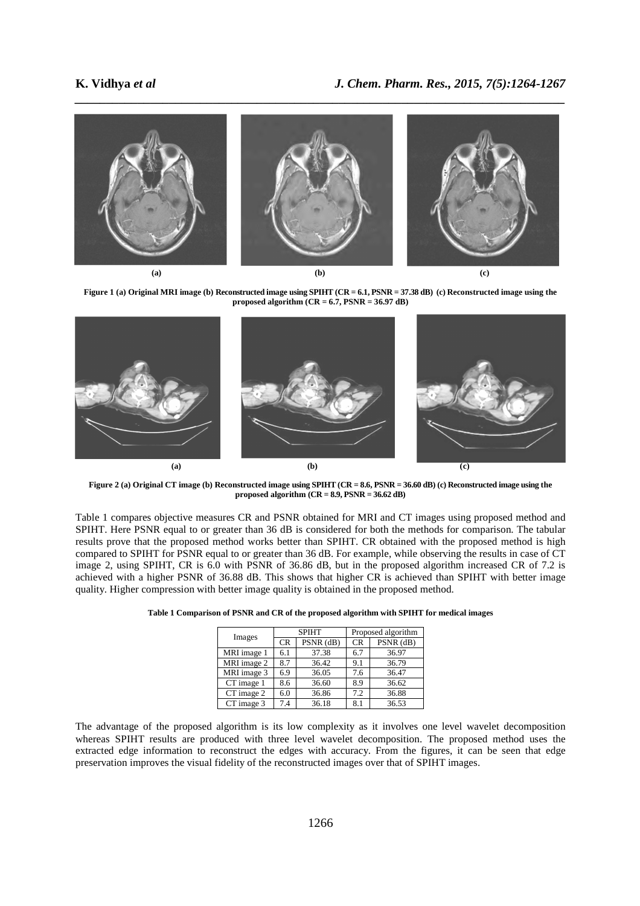**(a)** **(b)** **(c)**

**Figure 1 (a) Original MRI image (b) Reconstructed image using SPIHT (CR = 6.1, PSNR = 37.38 dB) (c) Reconstructed image using the proposed algorithm (CR = 6.7, PSNR = 36.97 dB)**

**(a)** **(b)** **(c)**

**Figure 2 (a) Original CT image (b) Reconstructed image using SPIHT (CR = 8.6, PSNR = 36.60 dB) (c) Reconstructed image using the proposed algorithm (CR = 8.9, PSNR = 36.62 dB)**

Table 1 compares objective measures CR and PSNR obtained for MRI and CT images using proposed method and SPIHT. Here PSNR equal to or greater than 36 dB is considered for both the methods for comparison. The tabular results prove that the proposed method works better than SPIHT. CR obtained with the proposed method is high compared to SPIHT for PSNR equal to or greater than 36 dB. For example, while observing the results in case of CT image 2, using SPIHT, CR is 6.0 with PSNR of 36.86 dB, but in the proposed algorithm increased CR of 7.2 is achieved with a higher PSNR of 36.88 dB. This shows that higher CR is achieved than SPIHT with better image quality. Higher compression with better image quality is obtained in the proposed method.

**Table 1 Comparison of PSNR and CR of the proposed algorithm with SPIHT for medical images**

| Images | SPIHT | | Proposed algorithm | |
|---|---|---|---|---|
| | CR | PSNR (dB) | CR | PSNR (dB) |
| MRI image 1 | 6.1 | 37.38 | 6.7 | 36.97 |
| MRI image 2 | 8.7 | 36.42 | 9.1 | 36.79 |
| MRI image 3 | 6.9 | 36.05 | 7.6 | 36.47 |
| CT image 1 | 8.6 | 36.60 | 8.9 | 36.62 |
| CT image 2 | 6.0 | 36.86 | 7.2 | 36.88 |
| CT image 3 | 7.4 | 36.18 | 8.1 | 36.53 |

The advantage of the proposed algorithm is its low complexity as it involves one level wavelet decomposition whereas SPIHT results are produced with three level wavelet decomposition. The proposed method uses the extracted edge information to reconstruct the edges with accuracy. From the figures, it can be seen that edge preservation improves the visual fidelity of the reconstructed images over that of SPIHT images.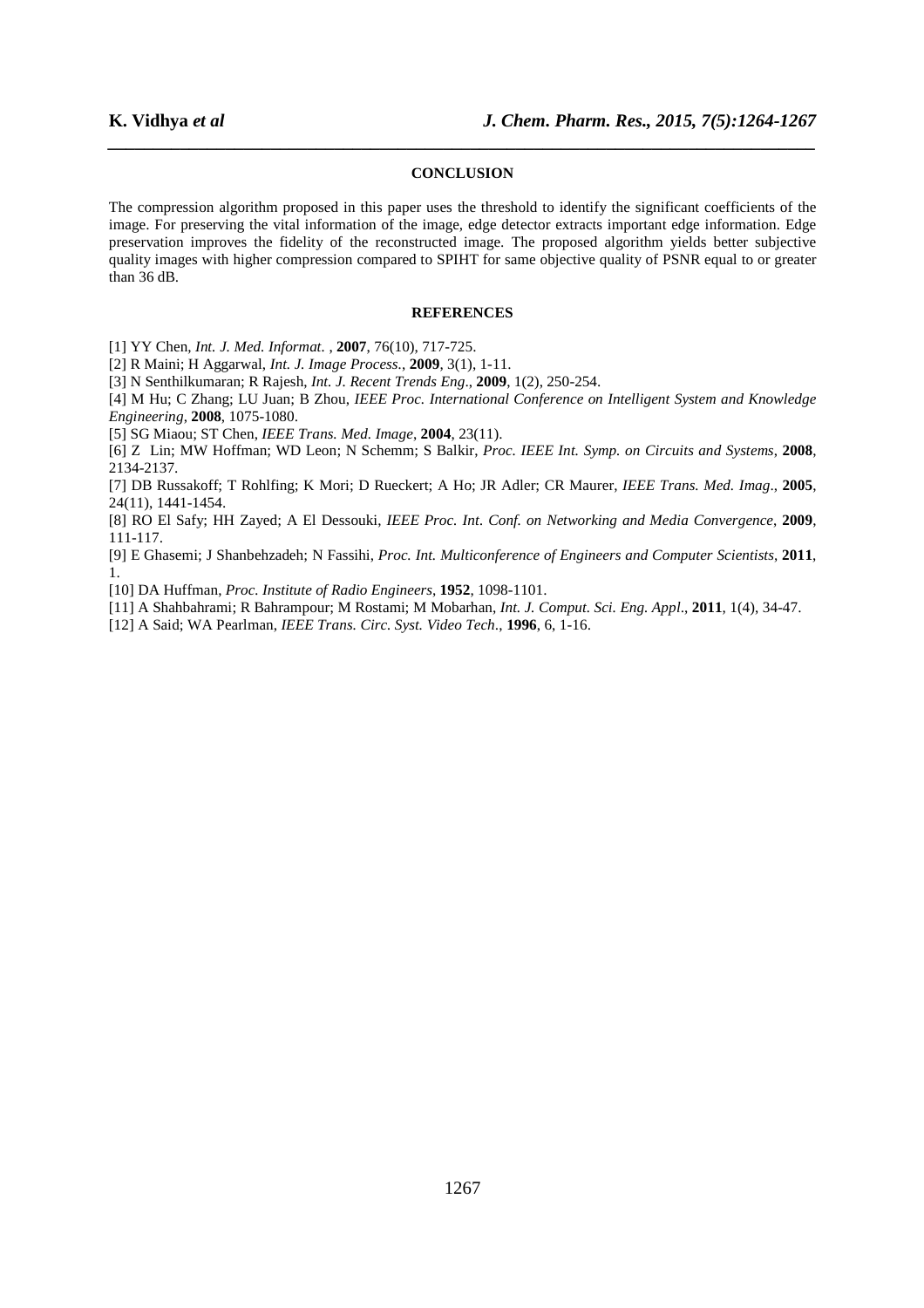## CONCLUSION

The compression algorithm proposed in this paper uses the threshold to identify the significant coefficients of the image. For preserving the vital information of the image, edge detector extracts important edge information. Edge preservation improves the fidelity of the reconstructed image. The proposed algorithm yields better subjective quality images with higher compression compared to SPIHT for same objective quality of PSNR equal to or greater than 36 dB.

## REFERENCES

[1] YY Chen, *Int. J. Med. Informat.* , **2007**, 76(10), 717-725.

[2] R Maini; H Aggarwal, *Int. J. Image Process*., **2009**, 3(1), 1-11.

[3] N Senthilkumaran; R Rajesh, *Int. J. Recent Trends Eng*., **2009**, 1(2), 250-254.

[4] M Hu; C Zhang; LU Juan; B Zhou, *IEEE Proc. International Conference on Intelligent System and Knowledge Engineering*, **2008**, 1075-1080.

[5] SG Miaou; ST Chen, *IEEE Trans. Med. Image*, **2004**, 23(11).

[6] Z Lin; MW Hoffman; WD Leon; N Schemm; S Balkir, *Proc. IEEE Int. Symp. on Circuits and Systems*, **2008**, 2134-2137.

[7] DB Russakoff; T Rohlfing; K Mori; D Rueckert; A Ho; JR Adler; CR Maurer, *IEEE Trans. Med. Imag*., **2005**, 24(11), 1441-1454.

[8] RO El Safy; HH Zayed; A El Dessouki, *IEEE Proc. Int. Conf. on Networking and Media Convergence*, **2009**, 111-117.

[9] E Ghasemi; J Shanbehzadeh; N Fassihi, *Proc. Int. Multiconference of Engineers and Computer Scientists*, **2011**, 1.

[10] DA Huffman, *Proc. Institute of Radio Engineers*, **1952**, 1098-1101.

[11] A Shahbahrami; R Bahrampour; M Rostami; M Mobarhan, *Int. J. Comput. Sci. Eng. Appl*., **2011**, 1(4), 34-47.

[12] A Said; WA Pearlman, *IEEE Trans. Circ. Syst. Video Tech*., **1996**, 6, 1-16.